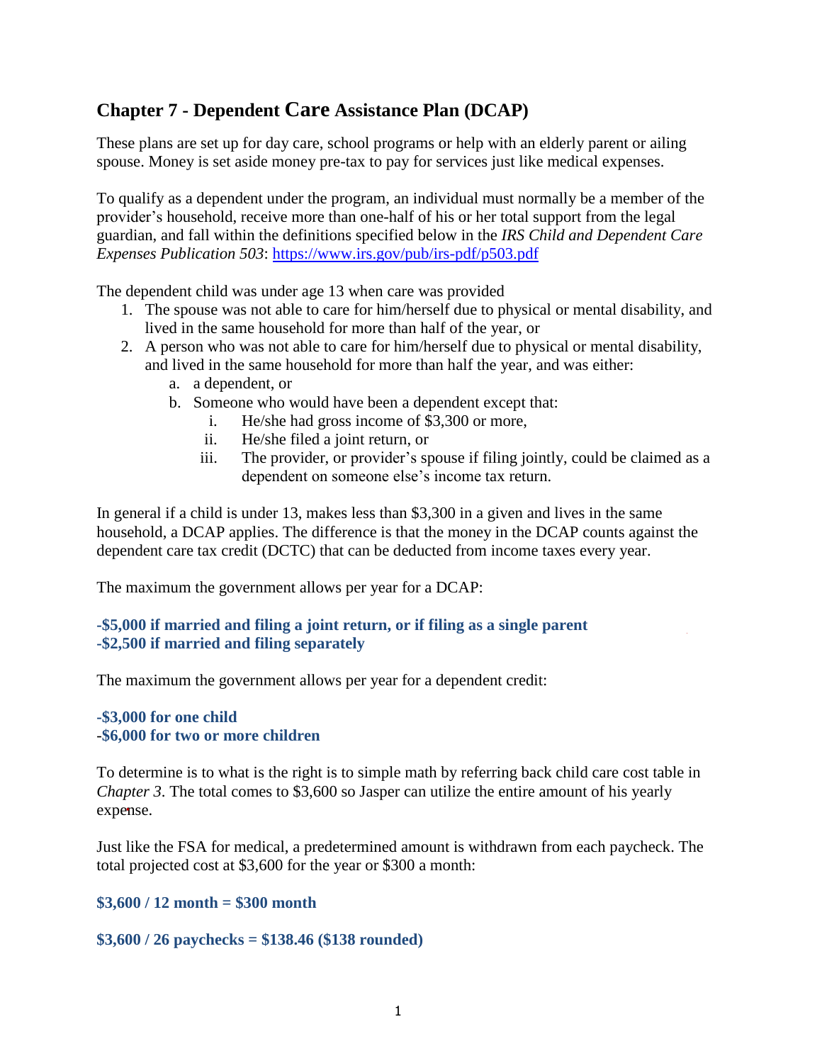# Chapter 7 - Dependent Care Assistance Plan (DCAP)

These plans are set up for day care, school programs or help with an elderly parent or ailing spouse. Money is set aside money pre-tax to pay for services just like medical expenses.

To qualify as a dependent under the program, an individual must normally be a member of the provider's household, receive more than one-half of his or her total support from the legal guardian, and fall within the definitions specified below in the *IRS Child and Dependent Care Expenses Publication 503*: https://www.irs.gov/pub/irs-pdf/p503.pdf

The dependent child was under age 13 when care was provided

1. The spouse was not able to care for him/herself due to physical or mental disability, and lived in the same household for more than half of the year, or
2. A person who was not able to care for him/herself due to physical or mental disability, and lived in the same household for more than half the year, and was either:
   a. a dependent, or
   b. Someone who would have been a dependent except that:
      i. He/she had gross income of $3,300 or more,
      ii. He/she filed a joint return, or
      iii. The provider, or provider's spouse if filing jointly, could be claimed as a dependent on someone else's income tax return.

In general if a child is under 13, makes less than $3,300 in a given and lives in the same household, a DCAP applies. The difference is that the money in the DCAP counts against the dependent care tax credit (DCTC) that can be deducted from income taxes every year.

The maximum the government allows per year for a DCAP:

**-$5,000 if married and filing a joint return, or if filing as a single parent**
**-$2,500 if married and filing separately**

The maximum the government allows per year for a dependent credit:

**-$3,000 for one child**
**-$6,000 for two or more children**

To determine is to what is the right is to simple math by referring back child care cost table in *Chapter 3*. The total comes to $3,600 so Jasper can utilize the entire amount of his yearly expense.

Just like the FSA for medical, a predetermined amount is withdrawn from each paycheck. The total projected cost at $3,600 for the year or $300 a month:

**$3,600 / 12 month = $300 month**

**$3,600 / 26 paychecks = $138.46 ($138 rounded)**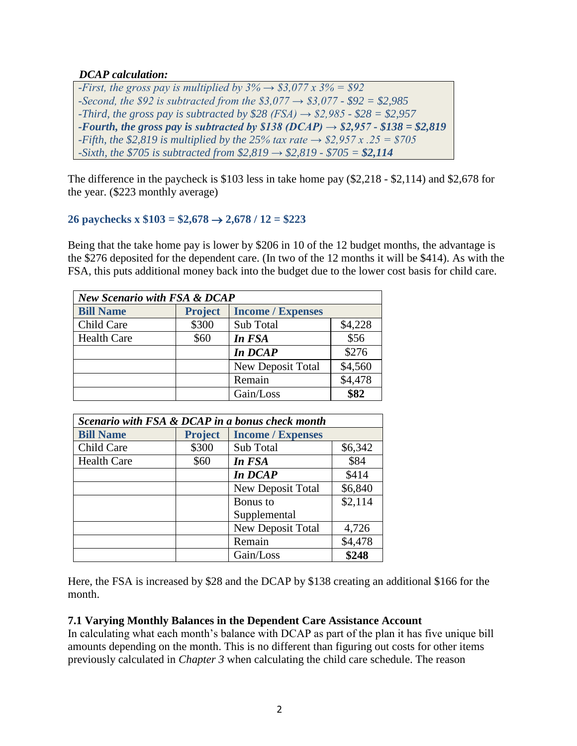***DCAP calculation:***

*-First, the gross pay is multiplied by 3% → \$3,077 x 3% = \$92*
*-Second, the \$92 is subtracted from the \$3,077 → \$3,077 - \$92 = \$2,985*
*-Third, the gross pay is subtracted by \$28 (FSA) → \$2,985 - \$28 = \$2,957*
***-Fourth, the gross pay is subtracted by \$138 (DCAP) → \$2,957 - \$138 = \$2,819***
*-Fifth, the \$2,819 is multiplied by the 25% tax rate → \$2,957 x .25 = \$705*
*-Sixth, the \$705 is subtracted from \$2,819 → \$2,819 - \$705 =* ***\$2,114***

The difference in the paycheck is \$103 less in take home pay (\$2,218 - \$2,114) and \$2,678 for the year. (\$223 monthly average)

**26 paychecks x \$103 = \$2,678 → 2,678 / 12 = \$223**

Being that the take home pay is lower by \$206 in 10 of the 12 budget months, the advantage is the \$276 deposited for the dependent care. (In two of the 12 months it will be \$414). As with the FSA, this puts additional money back into the budget due to the lower cost basis for child care.

| ***New Scenario with FSA & DCAP*** | | | |
|---|---|---|---|
| **Bill Name** | **Project** | **Income / Expenses** | |
| Child Care | \$300 | Sub Total | \$4,228 |
| Health Care | \$60 | ***In FSA*** | \$56 |
| | | ***In DCAP*** | \$276 |
| | | New Deposit Total | \$4,560 |
| | | Remain | \$4,478 |
| | | Gain/Loss | **\$82** |

| ***Scenario with FSA & DCAP in a bonus check month*** | | | |
|---|---|---|---|
| **Bill Name** | **Project** | **Income / Expenses** | |
| Child Care | \$300 | Sub Total | \$6,342 |
| Health Care | \$60 | ***In FSA*** | \$84 |
| | | ***In DCAP*** | \$414 |
| | | New Deposit Total | \$6,840 |
| | | Bonus to Supplemental | \$2,114 |
| | | New Deposit Total | 4,726 |
| | | Remain | \$4,478 |
| | | Gain/Loss | **\$248** |

Here, the FSA is increased by \$28 and the DCAP by \$138 creating an additional \$166 for the month.

**7.1 Varying Monthly Balances in the Dependent Care Assistance Account**

In calculating what each month's balance with DCAP as part of the plan it has five unique bill amounts depending on the month. This is no different than figuring out costs for other items previously calculated in *Chapter 3* when calculating the child care schedule. The reason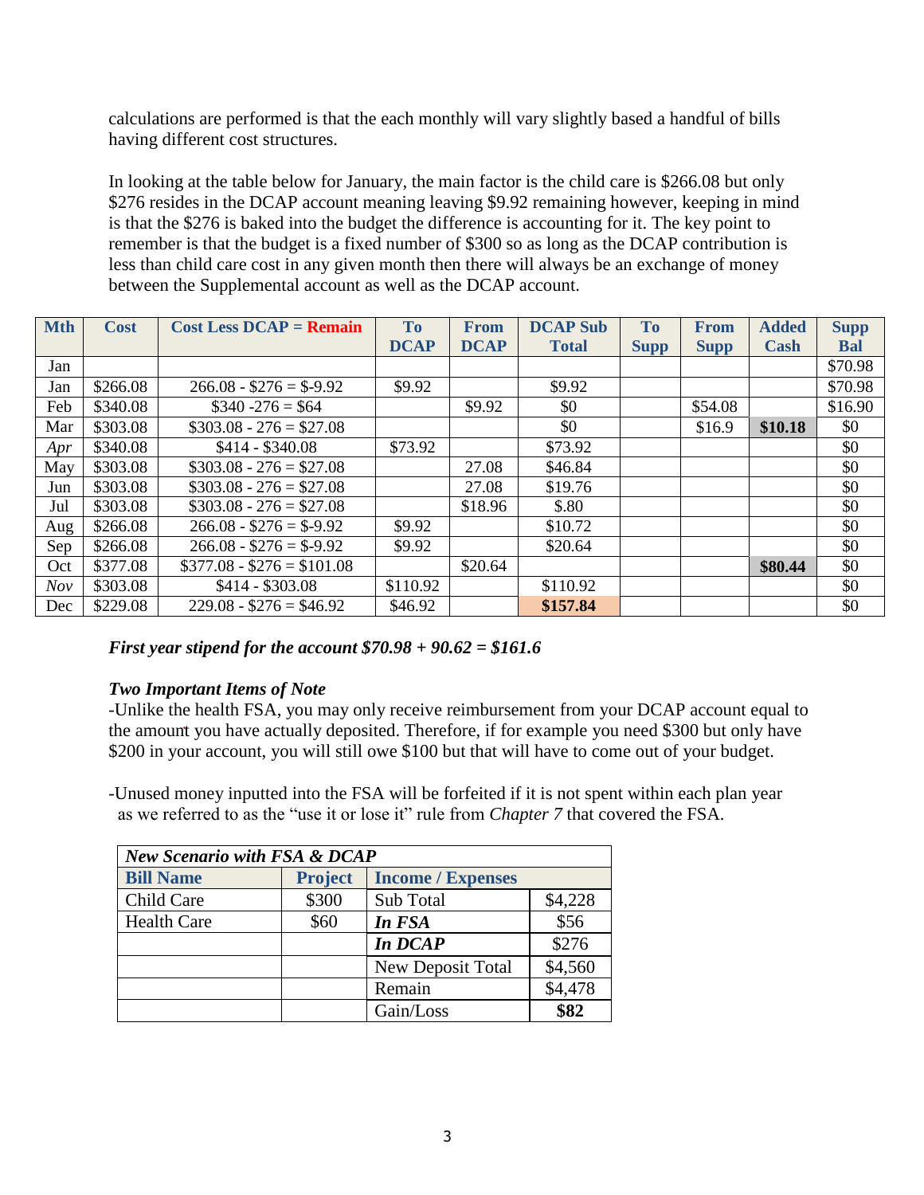calculations are performed is that the each monthly will vary slightly based a handful of bills having different cost structures.

In looking at the table below for January, the main factor is the child care is $266.08 but only $276 resides in the DCAP account meaning leaving $9.92 remaining however, keeping in mind is that the $276 is baked into the budget the difference is accounting for it. The key point to remember is that the budget is a fixed number of $300 so as long as the DCAP contribution is less than child care cost in any given month then there will always be an exchange of money between the Supplemental account as well as the DCAP account.

| Mth | Cost | Cost Less DCAP = Remain | To DCAP | From DCAP | DCAP Sub Total | To Supp | From Supp | Added Cash | Supp Bal |
|---|---|---|---|---|---|---|---|---|---|
| Jan | | | | | | | | | $70.98 |
| Jan | $266.08 | 266.08 - $276 = $-9.92 | $9.92 | | $9.92 | | | | $70.98 |
| Feb | $340.08 | $340 -276 = $64 | | $9.92 | $0 | | $54.08 | | $16.90 |
| Mar | $303.08 | $303.08 - 276 = $27.08 | | | $0 | | $16.9 | **$10.18** | $0 |
| *Apr* | $340.08 | $414 - $340.08 | $73.92 | | $73.92 | | | | $0 |
| May | $303.08 | $303.08 - 276 = $27.08 | | 27.08 | $46.84 | | | | $0 |
| Jun | $303.08 | $303.08 - 276 = $27.08 | | 27.08 | $19.76 | | | | $0 |
| Jul | $303.08 | $303.08 - 276 = $27.08 | | $18.96 | $.80 | | | | $0 |
| Aug | $266.08 | 266.08 - $276 = $-9.92 | $9.92 | | $10.72 | | | | $0 |
| Sep | $266.08 | 266.08 - $276 = $-9.92 | $9.92 | | $20.64 | | | | $0 |
| Oct | $377.08 | $377.08 - $276 = $101.08 | | $20.64 | | | | **$80.44** | $0 |
| *Nov* | $303.08 | $414 - $303.08 | $110.92 | | $110.92 | | | | $0 |
| Dec | $229.08 | 229.08 - $276 = $46.92 | $46.92 | | **$157.84** | | | | $0 |

***First year stipend for the account $70.98 + 90.62 = $161.6***

***Two Important Items of Note***

-Unlike the health FSA, you may only receive reimbursement from your DCAP account equal to the amount you have actually deposited. Therefore, if for example you need $300 but only have $200 in your account, you will still owe $100 but that will have to come out of your budget.

-Unused money inputted into the FSA will be forfeited if it is not spent within each plan year as we referred to as the "use it or lose it" rule from *Chapter 7* that covered the FSA.

| ***New Scenario with FSA & DCAP*** | | | |
|---|---|---|---|
| **Bill Name** | **Project** | **Income / Expenses** | |
| Child Care | $300 | Sub Total | $4,228 |
| Health Care | $60 | ***In FSA*** | $56 |
| | | ***In DCAP*** | $276 |
| | | New Deposit Total | $4,560 |
| | | Remain | $4,478 |
| | | Gain/Loss | **$82** |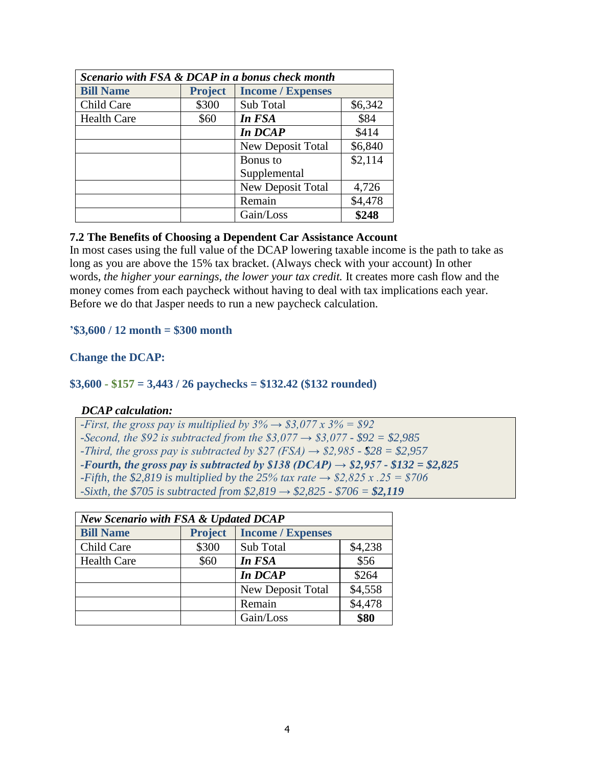| *Scenario with FSA & DCAP in a bonus check month* | | | |
|---|---|---|---|
| **Bill Name** | **Project** | **Income / Expenses** | |
| Child Care | $300 | Sub Total | $6,342 |
| Health Care | $60 | ***In FSA*** | $84 |
| | | ***In DCAP*** | $414 |
| | | New Deposit Total | $6,840 |
| | | Bonus to Supplemental | $2,114 |
| | | New Deposit Total | 4,726 |
| | | Remain | $4,478 |
| | | Gain/Loss | **$248** |

**7.2 The Benefits of Choosing a Dependent Car Assistance Account**

In most cases using the full value of the DCAP lowering taxable income is the path to take as long as you are above the 15% tax bracket. (Always check with your account) In other words, *the higher your earnings, the lower your tax credit.* It creates more cash flow and the money comes from each paycheck without having to deal with tax implications each year. Before we do that Jasper needs to run a new paycheck calculation.

**'$3,600 / 12 month = $300 month**

**Change the DCAP:**

**$3,600 - $157 = 3,443 / 26 paychecks = $132.42 ($132 rounded)**

***DCAP calculation:***

*-First, the gross pay is multiplied by 3% → $3,077 x 3% = $92*
*-Second, the $92 is subtracted from the $3,077 → $3,077 - $92 = $2,985*
*-Third, the gross pay is subtracted by $27 (FSA) → $2,985 - $28 = $2,957*
***-Fourth, the gross pay is subtracted by $138 (DCAP) → $2,957 - $132 = $2,825***
*-Fifth, the $2,819 is multiplied by the 25% tax rate → $2,825 x .25 = $706*
*-Sixth, the $705 is subtracted from $2,819 → $2,825 - $706 =* ***$2,119***

| *New Scenario with FSA & Updated DCAP* | | | |
|---|---|---|---|
| **Bill Name** | **Project** | **Income / Expenses** | |
| Child Care | $300 | Sub Total | $4,238 |
| Health Care | $60 | ***In FSA*** | $56 |
| | | ***In DCAP*** | $264 |
| | | New Deposit Total | $4,558 |
| | | Remain | $4,478 |
| | | Gain/Loss | **$80** |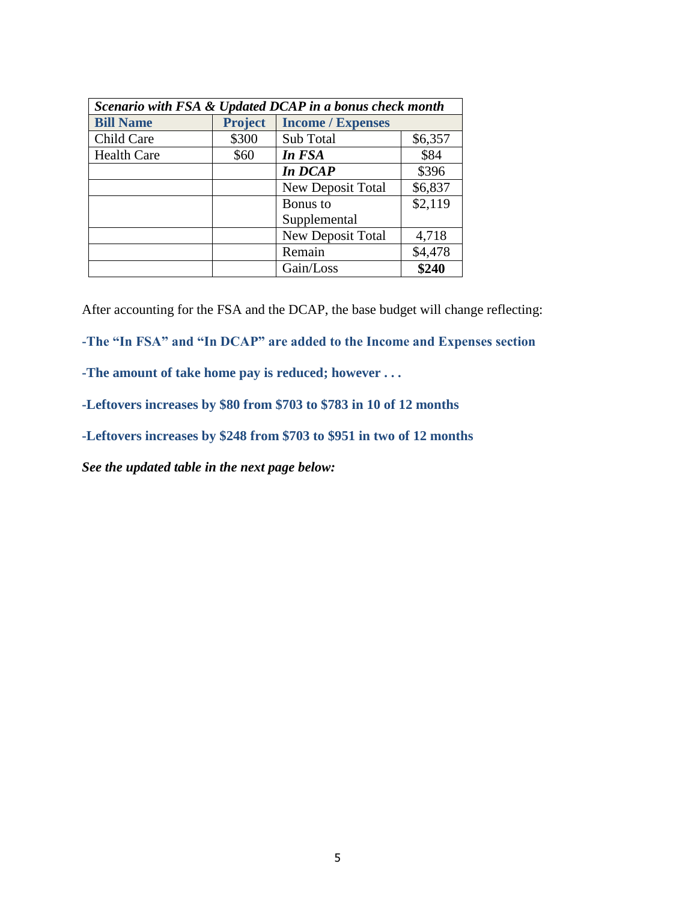| *Scenario with FSA & Updated DCAP in a bonus check month* | | | |
|---|---|---|---|
| **Bill Name** | **Project** | **Income / Expenses** | |
| Child Care | $300 | Sub Total | $6,357 |
| Health Care | $60 | ***In FSA*** | $84 |
| | | ***In DCAP*** | $396 |
| | | New Deposit Total | $6,837 |
| | | Bonus to Supplemental | $2,119 |
| | | New Deposit Total | 4,718 |
| | | Remain | $4,478 |
| | | Gain/Loss | **$240** |

After accounting for the FSA and the DCAP, the base budget will change reflecting:

**-The "In FSA" and "In DCAP" are added to the Income and Expenses section**

**-The amount of take home pay is reduced; however . . .**

**-Leftovers increases by $80 from $703 to $783 in 10 of 12 months**

**-Leftovers increases by $248 from $703 to $951 in two of 12 months**

***See the updated table in the next page below:***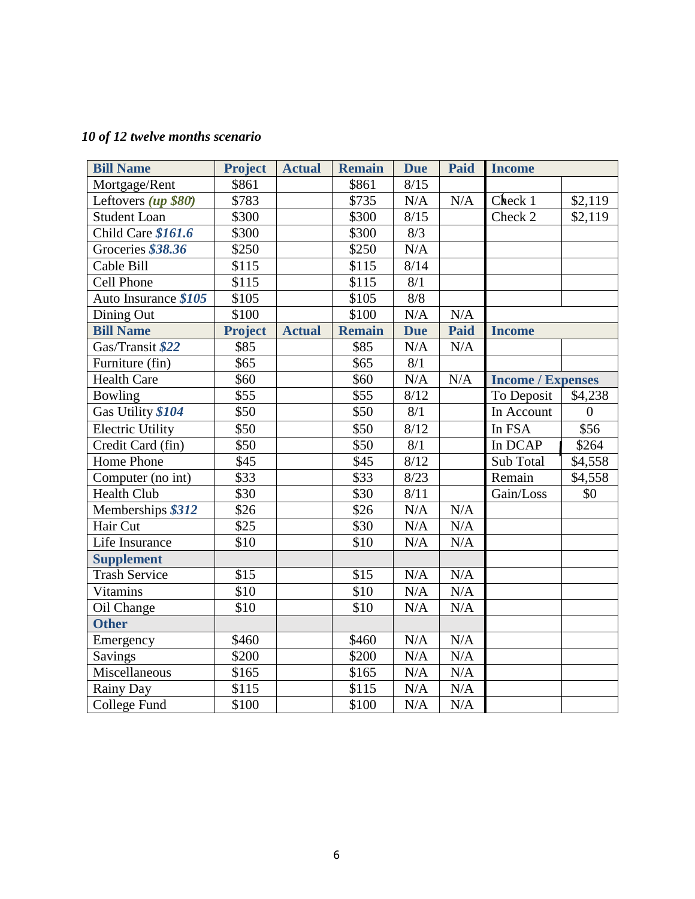*10 of 12 twelve months scenario*

| Bill Name | Project | Actual | Remain | Due | Paid | Income | |
|---|---|---|---|---|---|---|---|
| Mortgage/Rent | $861 | | $861 | 8/15 | | | |
| Leftovers *(up $80)* | $783 | | $735 | N/A | N/A | Check 1 | $2,119 |
| Student Loan | $300 | | $300 | 8/15 | | Check 2 | $2,119 |
| Child Care ***$161.6*** | $300 | | $300 | 8/3 | | | |
| Groceries ***$38.36*** | $250 | | $250 | N/A | | | |
| Cable Bill | $115 | | $115 | 8/14 | | | |
| Cell Phone | $115 | | $115 | 8/1 | | | |
| Auto Insurance ***$105*** | $105 | | $105 | 8/8 | | | |
| Dining Out | $100 | | $100 | N/A | N/A | | |
| **Bill Name** | **Project** | **Actual** | **Remain** | **Due** | **Paid** | **Income** | |
| Gas/Transit ***$22*** | $85 | | $85 | N/A | N/A | | |
| Furniture (fin) | $65 | | $65 | 8/1 | | | |
| Health Care | $60 | | $60 | N/A | N/A | **Income / Expenses** | |
| Bowling | $55 | | $55 | 8/12 | | To Deposit | $4,238 |
| Gas Utility ***$104*** | $50 | | $50 | 8/1 | | In Account | 0 |
| Electric Utility | $50 | | $50 | 8/12 | | In FSA | $56 |
| Credit Card (fin) | $50 | | $50 | 8/1 | | In DCAP | $264 |
| Home Phone | $45 | | $45 | 8/12 | | Sub Total | $4,558 |
| Computer (no int) | $33 | | $33 | 8/23 | | Remain | $4,558 |
| Health Club | $30 | | $30 | 8/11 | | Gain/Loss | $0 |
| Memberships ***$312*** | $26 | | $26 | N/A | N/A | | |
| Hair Cut | $25 | | $30 | N/A | N/A | | |
| Life Insurance | $10 | | $10 | N/A | N/A | | |
| **Supplement** | | | | | | | |
| Trash Service | $15 | | $15 | N/A | N/A | | |
| Vitamins | $10 | | $10 | N/A | N/A | | |
| Oil Change | $10 | | $10 | N/A | N/A | | |
| **Other** | | | | | | | |
| Emergency | $460 | | $460 | N/A | N/A | | |
| Savings | $200 | | $200 | N/A | N/A | | |
| Miscellaneous | $165 | | $165 | N/A | N/A | | |
| Rainy Day | $115 | | $115 | N/A | N/A | | |
| College Fund | $100 | | $100 | N/A | N/A | | |